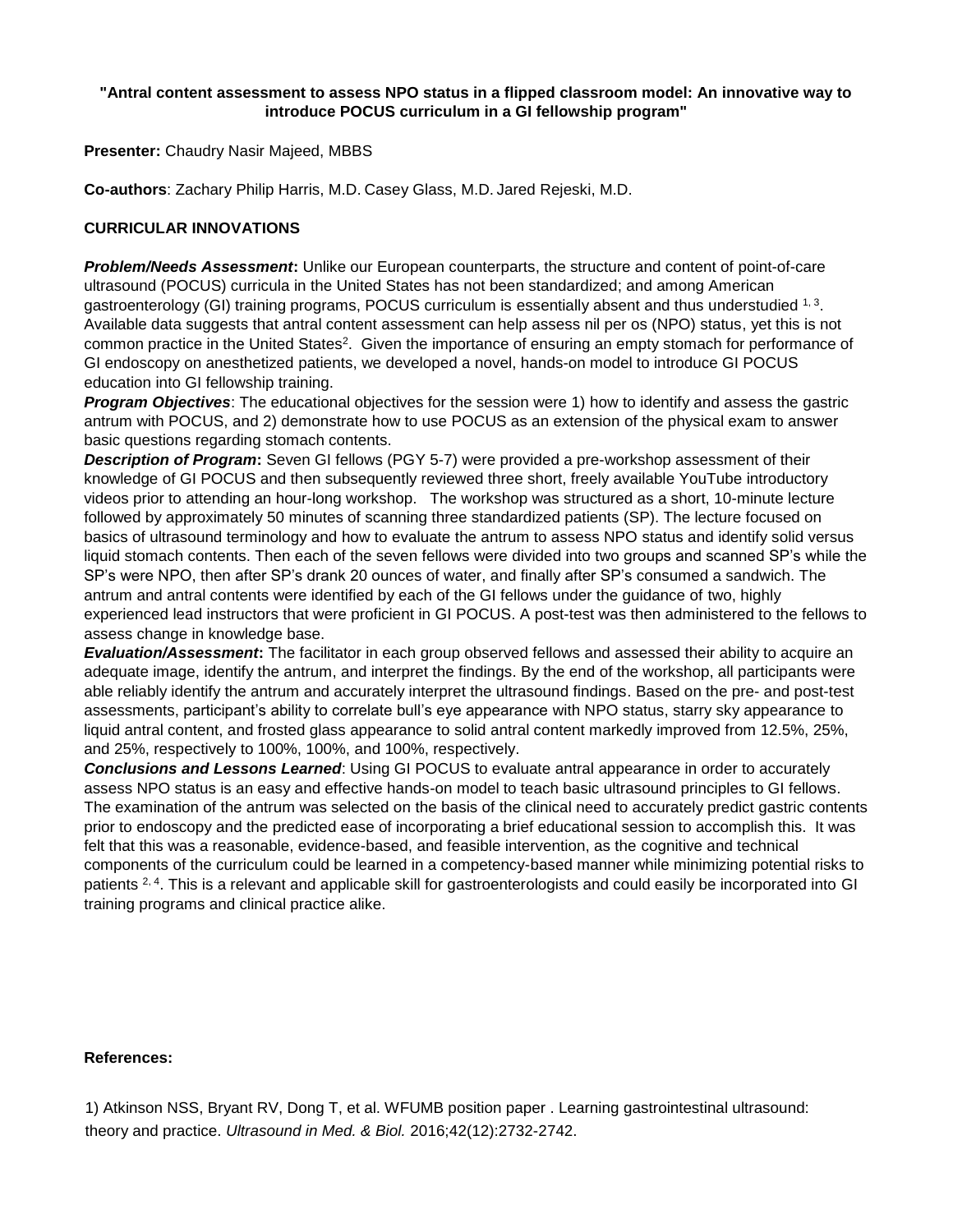**"Antral content assessment to assess NPO status in a flipped classroom model: An innovative way to introduce POCUS curriculum in a GI fellowship program"**

**Presenter:** Chaudry Nasir Majeed, MBBS

**Co-authors**: Zachary Philip Harris, M.D. Casey Glass, M.D. Jared Rejeski, M.D.

## CURRICULAR INNOVATIONS

***Problem/Needs Assessment*:** Unlike our European counterparts, the structure and content of point-of-care ultrasound (POCUS) curricula in the United States has not been standardized; and among American gastroenterology (GI) training programs, POCUS curriculum is essentially absent and thus understudied [1, 3]. Available data suggests that antral content assessment can help assess nil per os (NPO) status, yet this is not common practice in the United States[2]. Given the importance of ensuring an empty stomach for performance of GI endoscopy on anesthetized patients, we developed a novel, hands-on model to introduce GI POCUS education into GI fellowship training.

***Program Objectives***: The educational objectives for the session were 1) how to identify and assess the gastric antrum with POCUS, and 2) demonstrate how to use POCUS as an extension of the physical exam to answer basic questions regarding stomach contents.

***Description of Program*:** Seven GI fellows (PGY 5-7) were provided a pre-workshop assessment of their knowledge of GI POCUS and then subsequently reviewed three short, freely available YouTube introductory videos prior to attending an hour-long workshop. The workshop was structured as a short, 10-minute lecture followed by approximately 50 minutes of scanning three standardized patients (SP). The lecture focused on basics of ultrasound terminology and how to evaluate the antrum to assess NPO status and identify solid versus liquid stomach contents. Then each of the seven fellows were divided into two groups and scanned SP's while the SP's were NPO, then after SP's drank 20 ounces of water, and finally after SP's consumed a sandwich. The antrum and antral contents were identified by each of the GI fellows under the guidance of two, highly experienced lead instructors that were proficient in GI POCUS. A post-test was then administered to the fellows to assess change in knowledge base.

***Evaluation/Assessment*:** The facilitator in each group observed fellows and assessed their ability to acquire an adequate image, identify the antrum, and interpret the findings. By the end of the workshop, all participants were able reliably identify the antrum and accurately interpret the ultrasound findings. Based on the pre- and post-test assessments, participant's ability to correlate bull's eye appearance with NPO status, starry sky appearance to liquid antral content, and frosted glass appearance to solid antral content markedly improved from 12.5%, 25%, and 25%, respectively to 100%, 100%, and 100%, respectively.

***Conclusions and Lessons Learned***: Using GI POCUS to evaluate antral appearance in order to accurately assess NPO status is an easy and effective hands-on model to teach basic ultrasound principles to GI fellows. The examination of the antrum was selected on the basis of the clinical need to accurately predict gastric contents prior to endoscopy and the predicted ease of incorporating a brief educational session to accomplish this. It was felt that this was a reasonable, evidence-based, and feasible intervention, as the cognitive and technical components of the curriculum could be learned in a competency-based manner while minimizing potential risks to patients [2, 4]. This is a relevant and applicable skill for gastroenterologists and could easily be incorporated into GI training programs and clinical practice alike.

**References:**

1) Atkinson NSS, Bryant RV, Dong T, et al. WFUMB position paper . Learning gastrointestinal ultrasound: theory and practice. *Ultrasound in Med. & Biol.* 2016;42(12):2732-2742.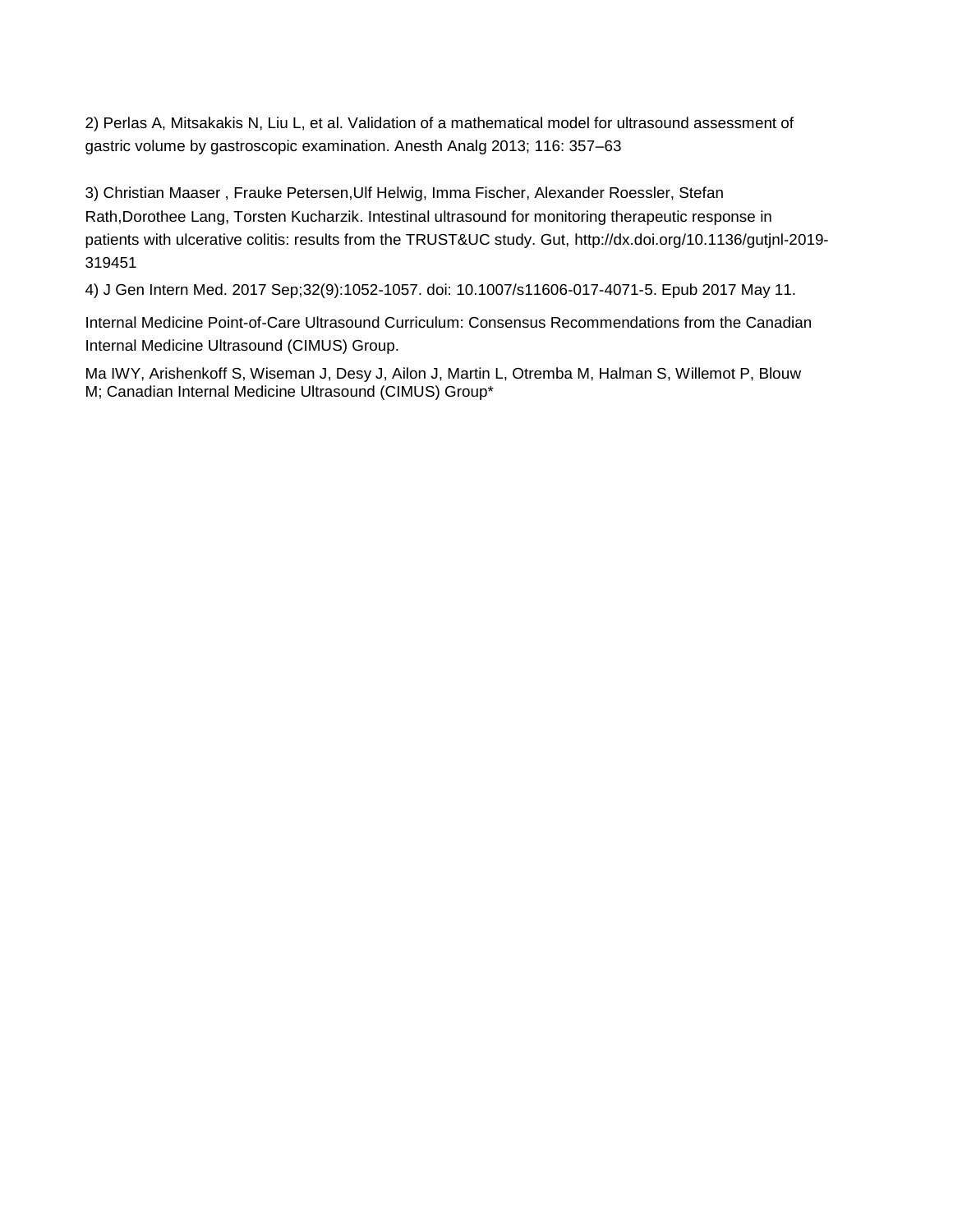2) Perlas A, Mitsakakis N, Liu L, et al. Validation of a mathematical model for ultrasound assessment of gastric volume by gastroscopic examination. Anesth Analg 2013; 116: 357–63

3) Christian Maaser , Frauke Petersen,Ulf Helwig, Imma Fischer, Alexander Roessler, Stefan Rath,Dorothee Lang, Torsten Kucharzik. Intestinal ultrasound for monitoring therapeutic response in patients with ulcerative colitis: results from the TRUST&UC study. Gut, http://dx.doi.org/10.1136/gutjnl-2019-319451

4) J Gen Intern Med. 2017 Sep;32(9):1052-1057. doi: 10.1007/s11606-017-4071-5. Epub 2017 May 11.

Internal Medicine Point-of-Care Ultrasound Curriculum: Consensus Recommendations from the Canadian Internal Medicine Ultrasound (CIMUS) Group.

Ma IWY, Arishenkoff S, Wiseman J, Desy J, Ailon J, Martin L, Otremba M, Halman S, Willemot P, Blouw M; Canadian Internal Medicine Ultrasound (CIMUS) Group*